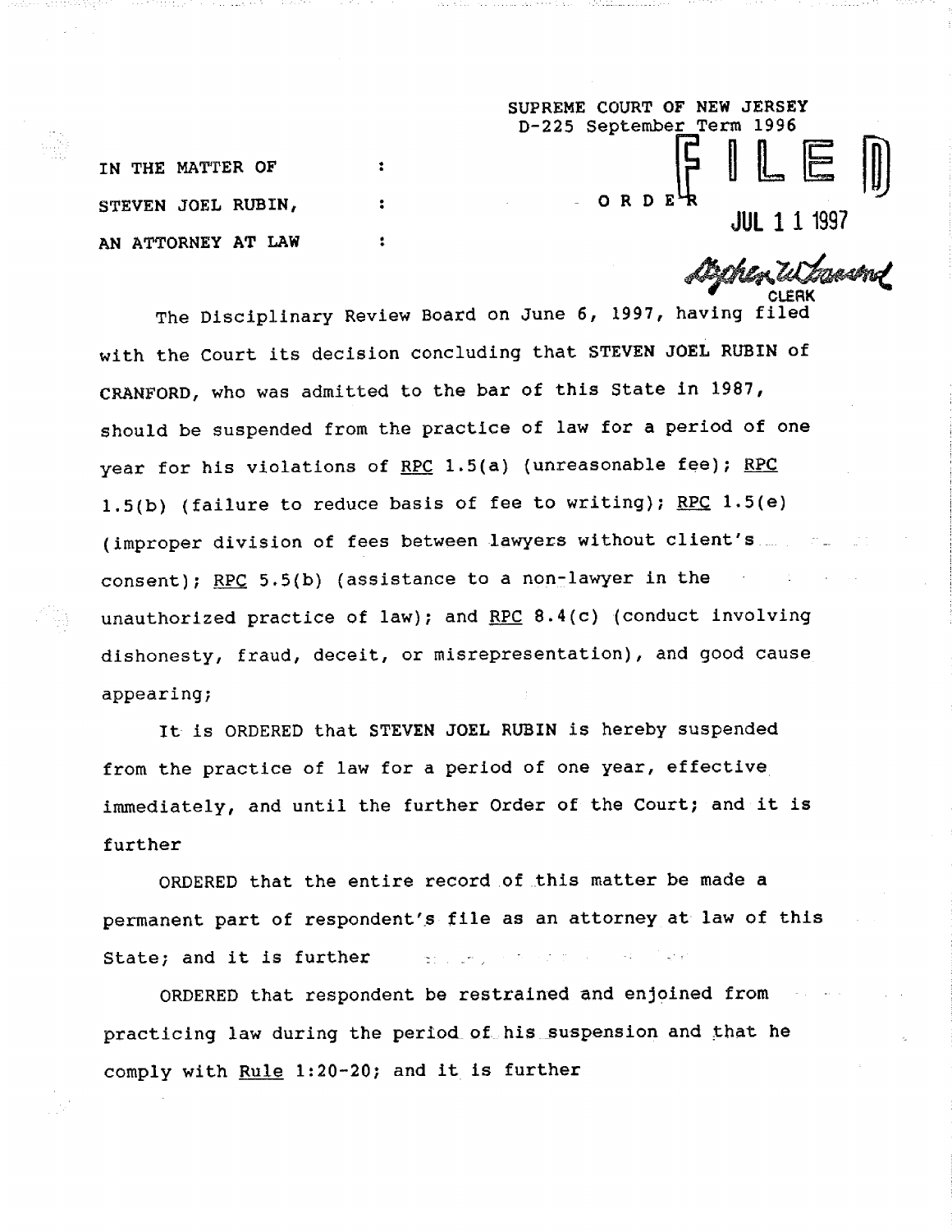SUPREME COURT OF NEW JERSEY
D-225 September Term 1996

IN THE MATTER OF :
STEVEN JOEL RUBIN, :
AN ATTORNEY AT LAW :

O R D E R

FILED

JUL 11 1997

Stephen W. Townsend
CLERK

The Disciplinary Review Board on June 6, 1997, having filed with the Court its decision concluding that STEVEN JOEL RUBIN of CRANFORD, who was admitted to the bar of this State in 1987, should be suspended from the practice of law for a period of one year for his violations of RPC 1.5(a) (unreasonable fee); RPC 1.5(b) (failure to reduce basis of fee to writing); RPC 1.5(e) (improper division of fees between lawyers without client's consent); RPC 5.5(b) (assistance to a non-lawyer in the unauthorized practice of law); and RPC 8.4(c) (conduct involving dishonesty, fraud, deceit, or misrepresentation), and good cause appearing;

It is ORDERED that STEVEN JOEL RUBIN is hereby suspended from the practice of law for a period of one year, effective immediately, and until the further Order of the Court; and it is further

ORDERED that the entire record of this matter be made a permanent part of respondent's file as an attorney at law of this State; and it is further

ORDERED that respondent be restrained and enjoined from practicing law during the period of his suspension and that he comply with Rule 1:20-20; and it is further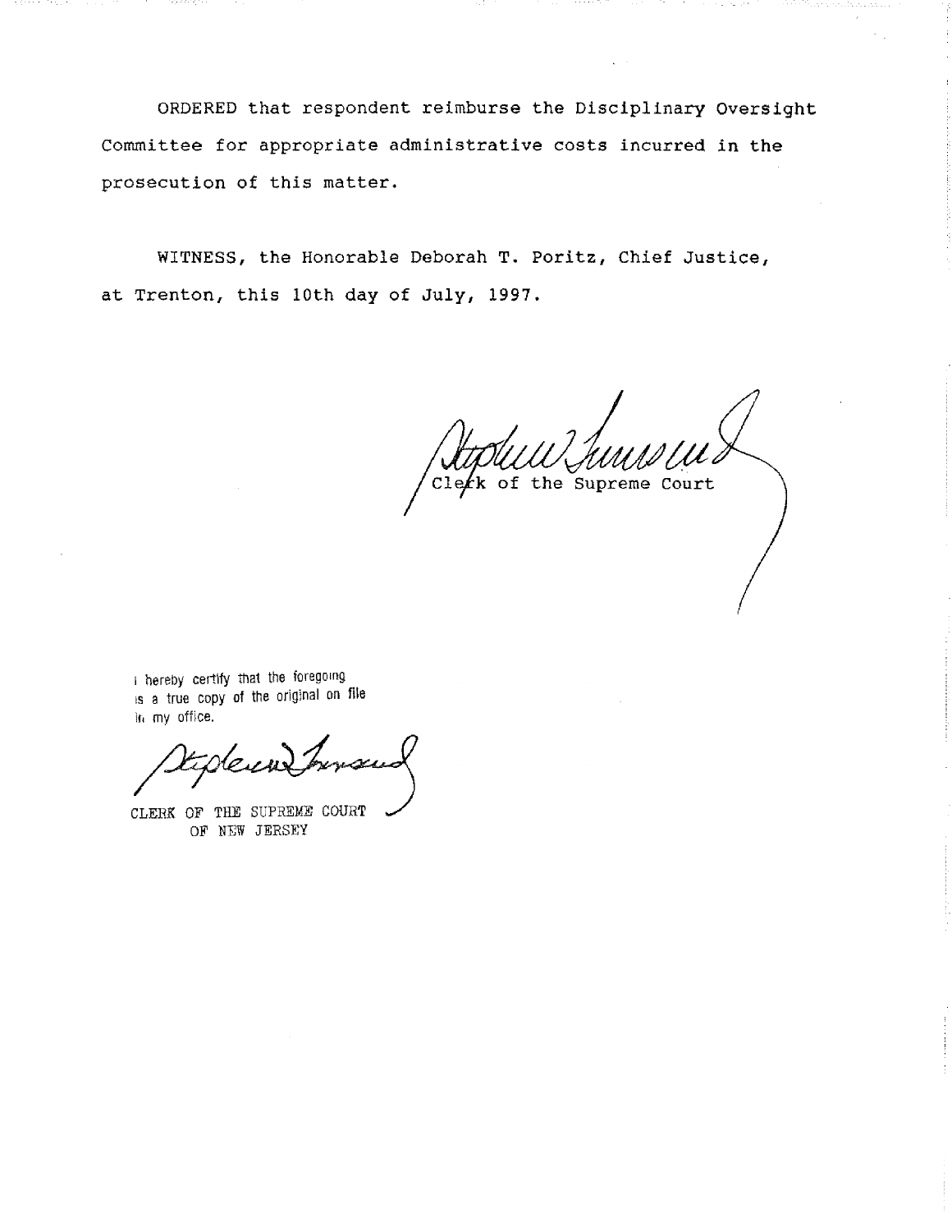ORDERED that respondent reimburse the Disciplinary Oversight Committee for appropriate administrative costs incurred in the prosecution of this matter.

WITNESS, the Honorable Deborah T. Poritz, Chief Justice, at Trenton, this 10th day of July, 1997.

Clerk of the Supreme Court

I hereby certify that the foregoing is a true copy of the original on file in my office.

CLERK OF THE SUPREME COURT OF NEW JERSEY